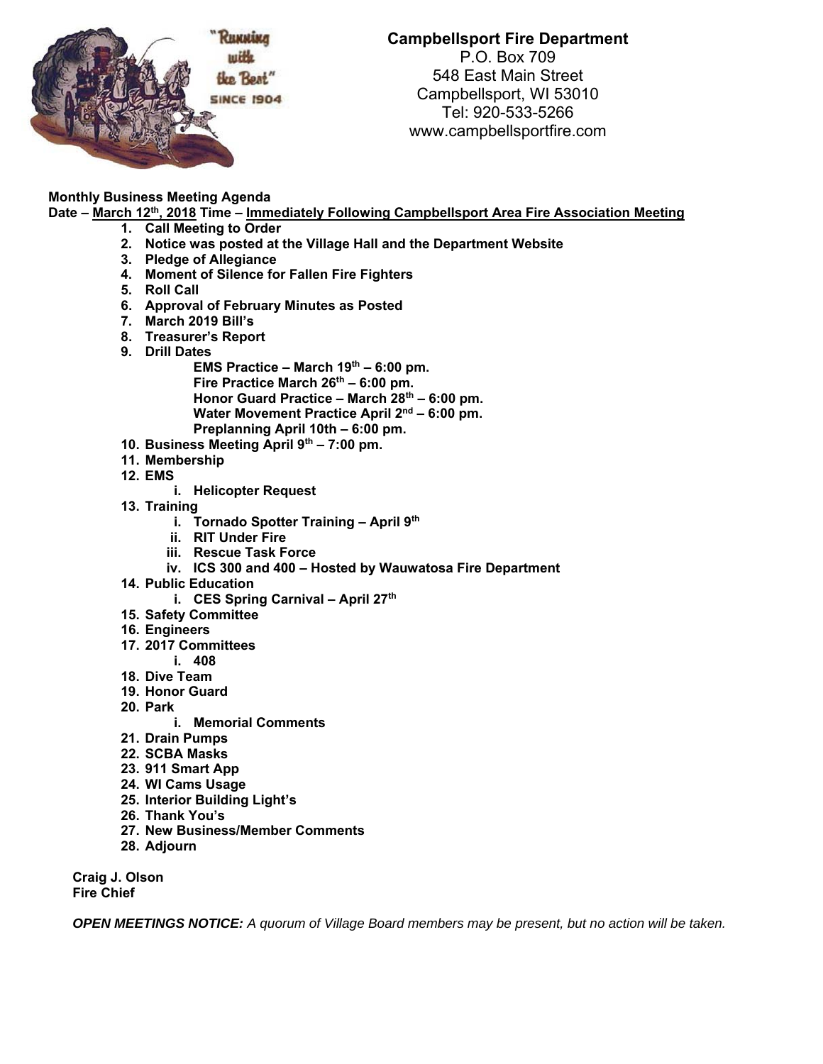"Running with the Best" SINCE 1904

**Campbellsport Fire Department**
P.O. Box 709
548 East Main Street
Campbellsport, WI 53010
Tel: 920-533-5266
www.campbellsportfire.com

**Monthly Business Meeting Agenda**
**Date – March 12th, 2018 Time – Immediately Following Campbellsport Area Fire Association Meeting**

1. **Call Meeting to Order**
2. **Notice was posted at the Village Hall and the Department Website**
3. **Pledge of Allegiance**
4. **Moment of Silence for Fallen Fire Fighters**
5. **Roll Call**
6. **Approval of February Minutes as Posted**
7. **March 2019 Bill's**
8. **Treasurer's Report**
9. **Drill Dates**
   - **EMS Practice – March 19th – 6:00 pm.**
   - **Fire Practice March 26th – 6:00 pm.**
   - **Honor Guard Practice – March 28th – 6:00 pm.**
   - **Water Movement Practice April 2nd – 6:00 pm.**
   - **Preplanning April 10th – 6:00 pm.**
10. **Business Meeting April 9th – 7:00 pm.**
11. **Membership**
12. **EMS**
    1. **Helicopter Request**
13. **Training**
    1. **Tornado Spotter Training – April 9th**
    2. **RIT Under Fire**
    3. **Rescue Task Force**
    4. **ICS 300 and 400 – Hosted by Wauwatosa Fire Department**
14. **Public Education**
    1. **CES Spring Carnival – April 27th**
15. **Safety Committee**
16. **Engineers**
17. **2017 Committees**
    1. **408**
18. **Dive Team**
19. **Honor Guard**
20. **Park**
    1. **Memorial Comments**
21. **Drain Pumps**
22. **SCBA Masks**
23. **911 Smart App**
24. **WI Cams Usage**
25. **Interior Building Light's**
26. **Thank You's**
27. **New Business/Member Comments**
28. **Adjourn**

**Craig J. Olson**
**Fire Chief**

***OPEN MEETINGS NOTICE:*** *A quorum of Village Board members may be present, but no action will be taken.*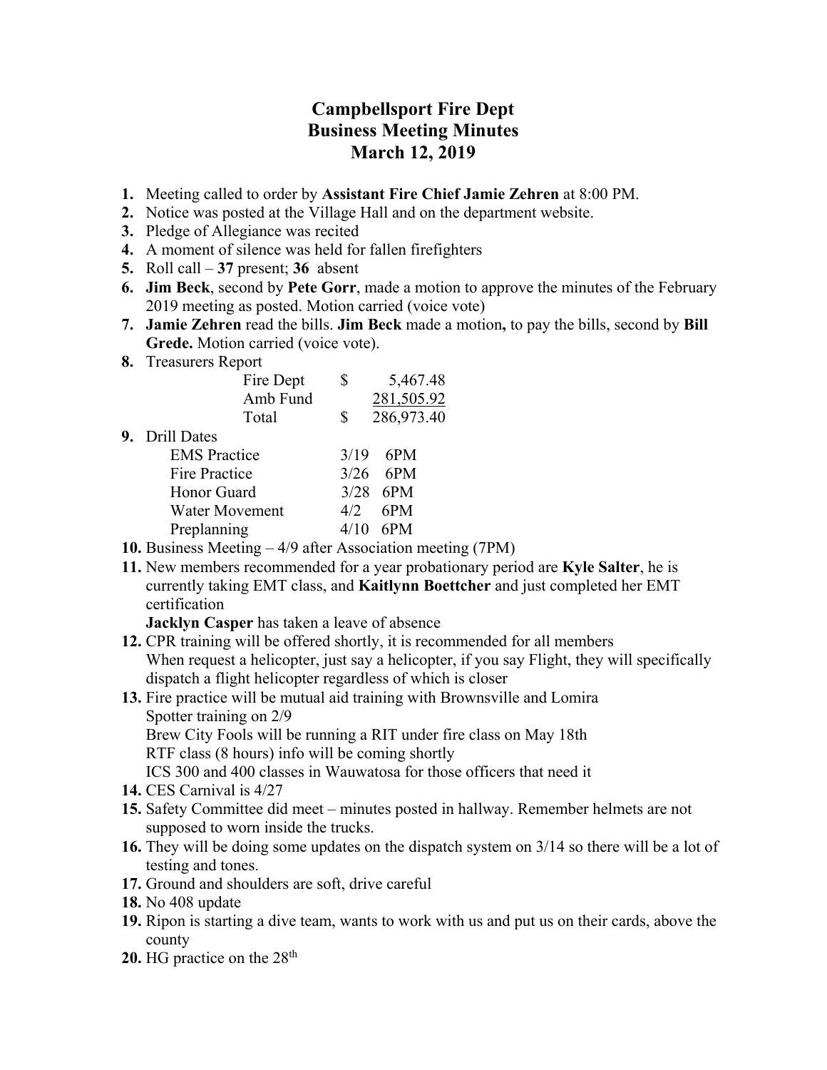# Campbellsport Fire Dept
# Business Meeting Minutes
# March 12, 2019

1. Meeting called to order by **Assistant Fire Chief Jamie Zehren** at 8:00 PM.
2. Notice was posted at the Village Hall and on the department website.
3. Pledge of Allegiance was recited
4. A moment of silence was held for fallen firefighters
5. Roll call – **37** present; **36** absent
6. **Jim Beck**, second by **Pete Gorr**, made a motion to approve the minutes of the February 2019 meeting as posted. Motion carried (voice vote)
7. **Jamie Zehren** read the bills. **Jim Beck** made a motion**,** to pay the bills, second by **Bill Grede.** Motion carried (voice vote).
8. Treasurers Report

| | | |
|---|---|---|
| Fire Dept | $ | 5,467.48 |
| Amb Fund | | 281,505.92 |
| Total | $ | 286,973.40 |

9. Drill Dates

| | | |
|---|---|---|
| EMS Practice | 3/19 | 6PM |
| Fire Practice | 3/26 | 6PM |
| Honor Guard | 3/28 | 6PM |
| Water Movement | 4/2 | 6PM |
| Preplanning | 4/10 | 6PM |

10. Business Meeting – 4/9 after Association meeting (7PM)
11. New members recommended for a year probationary period are **Kyle Salter**, he is currently taking EMT class, and **Kaitlynn Boettcher** and just completed her EMT certification
    **Jacklyn Casper** has taken a leave of absence
12. CPR training will be offered shortly, it is recommended for all members
    When request a helicopter, just say a helicopter, if you say Flight, they will specifically dispatch a flight helicopter regardless of which is closer
13. Fire practice will be mutual aid training with Brownsville and Lomira
    Spotter training on 2/9
    Brew City Fools will be running a RIT under fire class on May 18th
    RTF class (8 hours) info will be coming shortly
    ICS 300 and 400 classes in Wauwatosa for those officers that need it
14. CES Carnival is 4/27
15. Safety Committee did meet – minutes posted in hallway. Remember helmets are not supposed to worn inside the trucks.
16. They will be doing some updates on the dispatch system on 3/14 so there will be a lot of testing and tones.
17. Ground and shoulders are soft, drive careful
18. No 408 update
19. Ripon is starting a dive team, wants to work with us and put us on their cards, above the county
20. HG practice on the 28th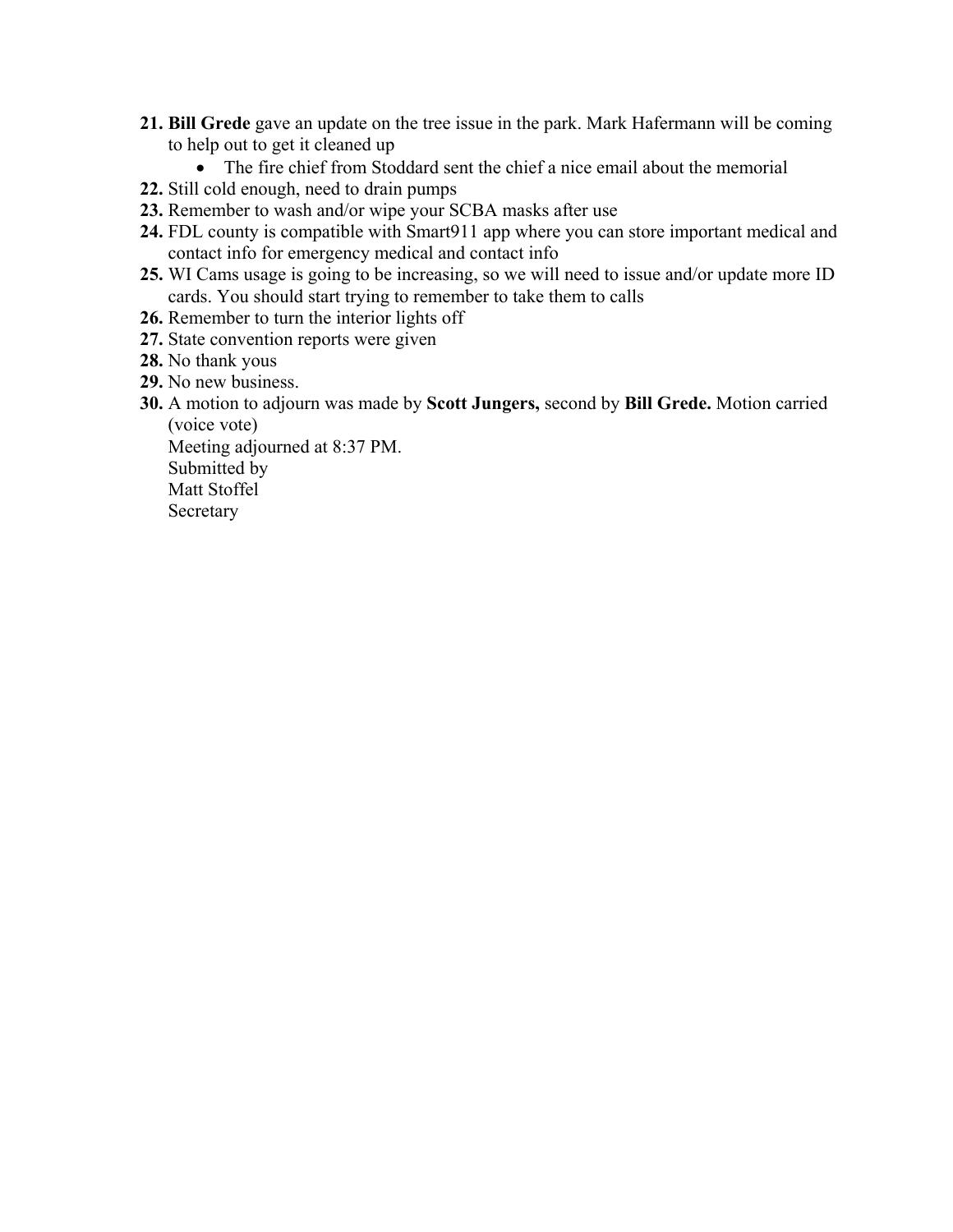21. **Bill Grede** gave an update on the tree issue in the park. Mark Hafermann will be coming to help out to get it cleaned up
    - The fire chief from Stoddard sent the chief a nice email about the memorial
22. Still cold enough, need to drain pumps
23. Remember to wash and/or wipe your SCBA masks after use
24. FDL county is compatible with Smart911 app where you can store important medical and contact info for emergency medical and contact info
25. WI Cams usage is going to be increasing, so we will need to issue and/or update more ID cards. You should start trying to remember to take them to calls
26. Remember to turn the interior lights off
27. State convention reports were given
28. No thank yous
29. No new business.
30. A motion to adjourn was made by **Scott Jungers,** second by **Bill Grede.** Motion carried (voice vote)

    Meeting adjourned at 8:37 PM.

    Submitted by

    Matt Stoffel

    Secretary